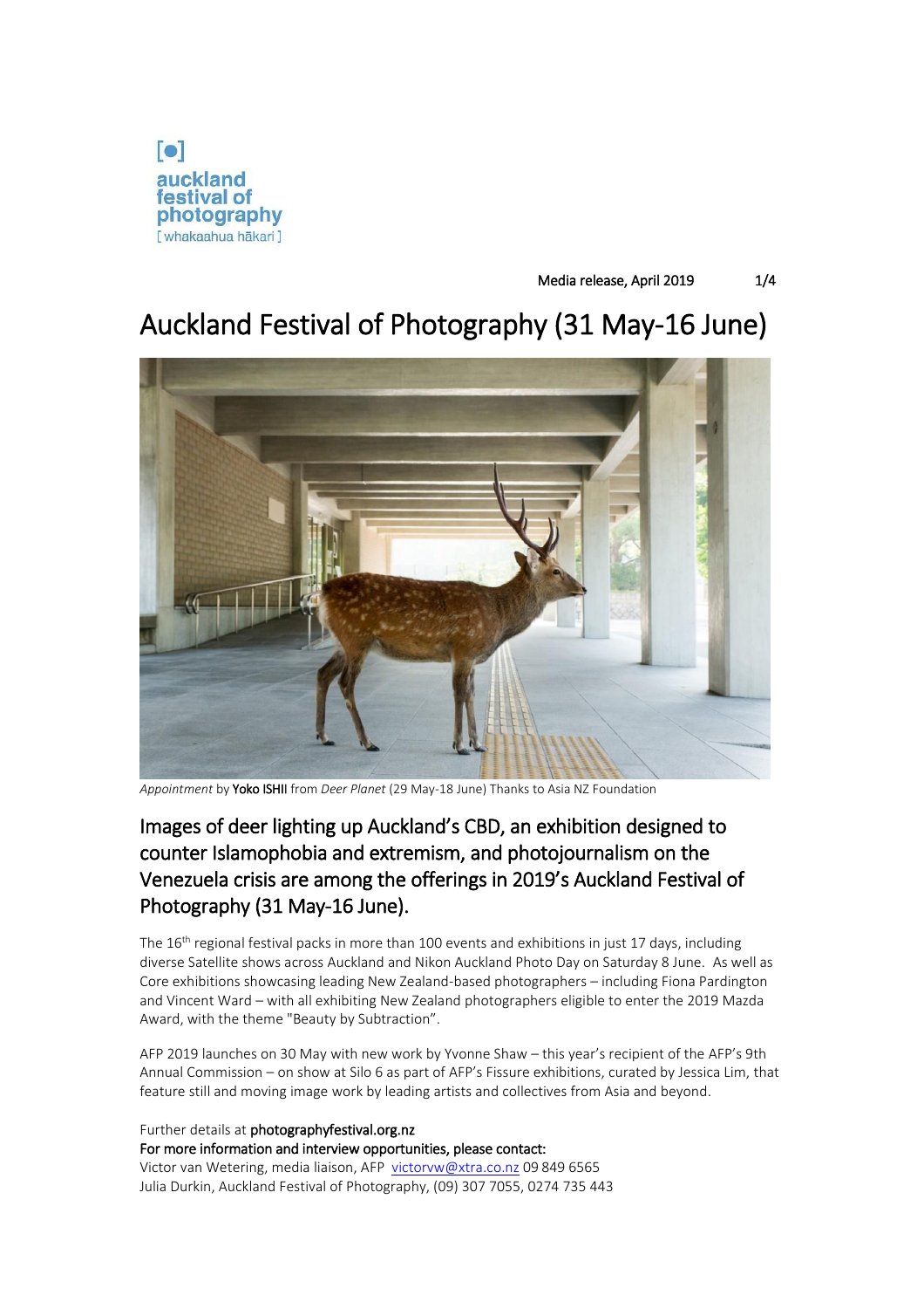auckland festival of photography
[ whakaahua hākari ]

Media release, April 2019

# Auckland Festival of Photography (31 May-16 June)

*Appointment* by **Yoko ISHII** from *Deer Planet* (29 May-18 June) Thanks to Asia NZ Foundation

## Images of deer lighting up Auckland's CBD, an exhibition designed to counter Islamophobia and extremism, and photojournalism on the Venezuela crisis are among the offerings in 2019's Auckland Festival of Photography (31 May-16 June).

The 16th regional festival packs in more than 100 events and exhibitions in just 17 days, including diverse Satellite shows across Auckland and Nikon Auckland Photo Day on Saturday 8 June. As well as Core exhibitions showcasing leading New Zealand-based photographers – including Fiona Pardington and Vincent Ward – with all exhibiting New Zealand photographers eligible to enter the 2019 Mazda Award, with the theme "Beauty by Subtraction".

AFP 2019 launches on 30 May with new work by Yvonne Shaw – this year's recipient of the AFP's 9th Annual Commission – on show at Silo 6 as part of AFP's Fissure exhibitions, curated by Jessica Lim, that feature still and moving image work by leading artists and collectives from Asia and beyond.

Further details at **photographyfestival.org.nz**
**For more information and interview opportunities, please contact:**
Victor van Wetering, media liaison, AFP victorvw@xtra.co.nz 09 849 6565
Julia Durkin, Auckland Festival of Photography, (09) 307 7055, 0274 735 443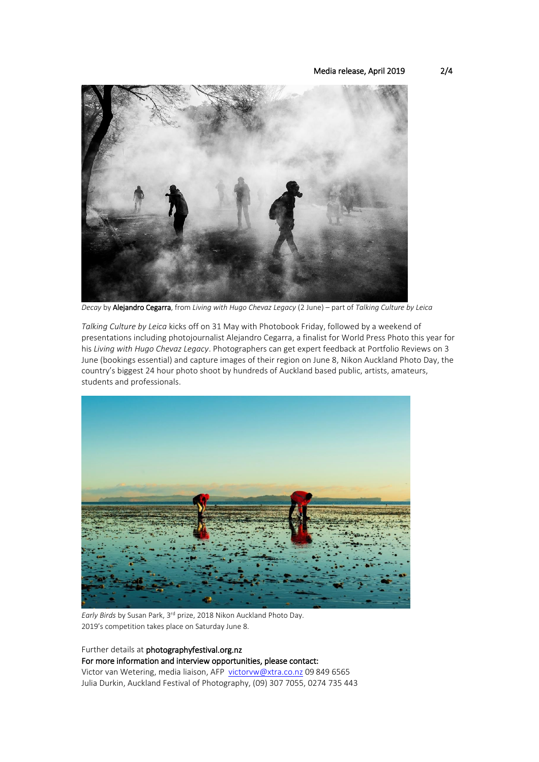*Decay* by **Alejandro Cegarra**, from *Living with Hugo Chevaz Legacy* (2 June) – part of *Talking Culture by Leica*

*Talking Culture by Leica* kicks off on 31 May with Photobook Friday, followed by a weekend of presentations including photojournalist Alejandro Cegarra, a finalist for World Press Photo this year for his *Living with Hugo Chevaz Legacy*. Photographers can get expert feedback at Portfolio Reviews on 3 June (bookings essential) and capture images of their region on June 8, Nikon Auckland Photo Day, the country's biggest 24 hour photo shoot by hundreds of Auckland based public, artists, amateurs, students and professionals.

*Early Birds* by Susan Park, 3rd prize, 2018 Nikon Auckland Photo Day.
2019's competition takes place on Saturday June 8.

Further details at **photographyfestival.org.nz**

**For more information and interview opportunities, please contact:**

Victor van Wetering, media liaison, AFP victorvw@xtra.co.nz 09 849 6565

Julia Durkin, Auckland Festival of Photography, (09) 307 7055, 0274 735 443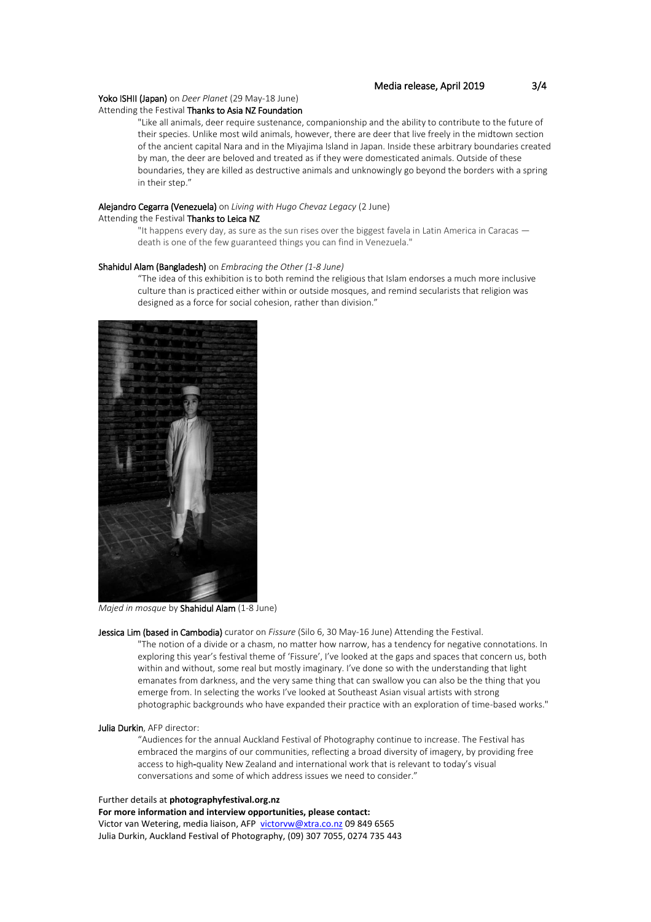**Yoko ISHII (Japan)** on *Deer Planet* (29 May-18 June)
Attending the Festival **Thanks to Asia NZ Foundation**

> "Like all animals, deer require sustenance, companionship and the ability to contribute to the future of their species. Unlike most wild animals, however, there are deer that live freely in the midtown section of the ancient capital Nara and in the Miyajima Island in Japan. Inside these arbitrary boundaries created by man, the deer are beloved and treated as if they were domesticated animals. Outside of these boundaries, they are killed as destructive animals and unknowingly go beyond the borders with a spring in their step."

**Alejandro Cegarra (Venezuela)** on *Living with Hugo Chevaz Legacy* (2 June)
Attending the Festival **Thanks to Leica NZ**

> "It happens every day, as sure as the sun rises over the biggest favela in Latin America in Caracas — death is one of the few guaranteed things you can find in Venezuela."

**Shahidul Alam (Bangladesh)** on *Embracing the Other (1-8 June)*

> "The idea of this exhibition is to both remind the religious that Islam endorses a much more inclusive culture than is practiced either within or outside mosques, and remind secularists that religion was designed as a force for social cohesion, rather than division."

*Majed in mosque* by **Shahidul Alam** (1-8 June)

**Jessica Lim (based in Cambodia)** curator on *Fissure* (Silo 6, 30 May-16 June) Attending the Festival.

> "The notion of a divide or a chasm, no matter how narrow, has a tendency for negative connotations. In exploring this year's festival theme of 'Fissure', I've looked at the gaps and spaces that concern us, both within and without, some real but mostly imaginary. I've done so with the understanding that light emanates from darkness, and the very same thing that can swallow you can also be the thing that you emerge from. In selecting the works I've looked at Southeast Asian visual artists with strong photographic backgrounds who have expanded their practice with an exploration of time-based works."

**Julia Durkin**, AFP director:

> "Audiences for the annual Auckland Festival of Photography continue to increase. The Festival has embraced the margins of our communities, reflecting a broad diversity of imagery, by providing free access to high-quality New Zealand and international work that is relevant to today's visual conversations and some of which address issues we need to consider."

Further details at **photographyfestival.org.nz**

**For more information and interview opportunities, please contact:**

Victor van Wetering, media liaison, AFP victorvw@xtra.co.nz 09 849 6565

Julia Durkin, Auckland Festival of Photography, (09) 307 7055, 0274 735 443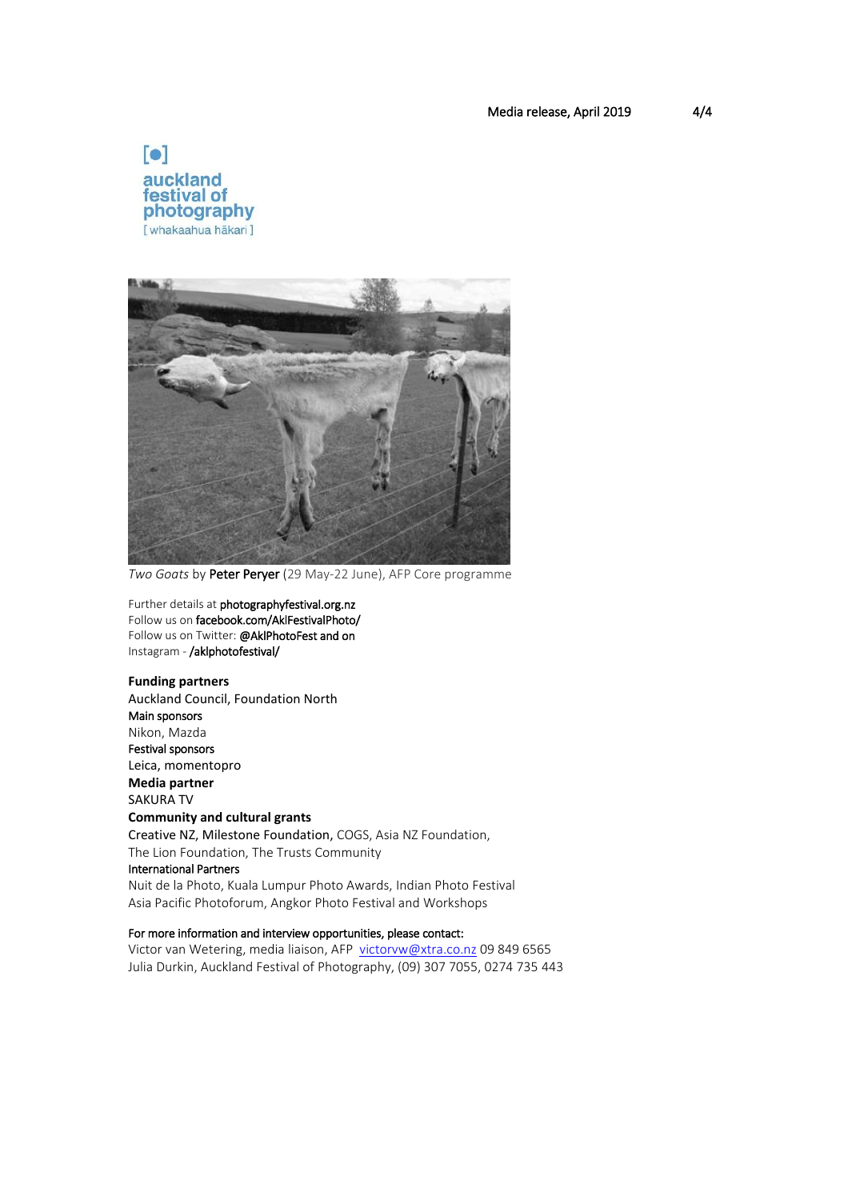auckland festival of photography
[ whakaahua hākari ]

*Two Goats* by Peter Peryer (29 May-22 June), AFP Core programme

Further details at photographyfestival.org.nz
Follow us on facebook.com/AklFestivalPhoto/
Follow us on Twitter: @AklPhotoFest and on
Instagram - /aklphotofestival/

**Funding partners**
Auckland Council, Foundation North
**Main sponsors**
Nikon, Mazda
**Festival sponsors**
Leica, momentopro
**Media partner**
SAKURA TV
**Community and cultural grants**
Creative NZ, Milestone Foundation, COGS, Asia NZ Foundation,
The Lion Foundation, The Trusts Community
**International Partners**
Nuit de la Photo, Kuala Lumpur Photo Awards, Indian Photo Festival
Asia Pacific Photoforum, Angkor Photo Festival and Workshops

**For more information and interview opportunities, please contact:**
Victor van Wetering, media liaison, AFP victorvw@xtra.co.nz 09 849 6565
Julia Durkin, Auckland Festival of Photography, (09) 307 7055, 0274 735 443